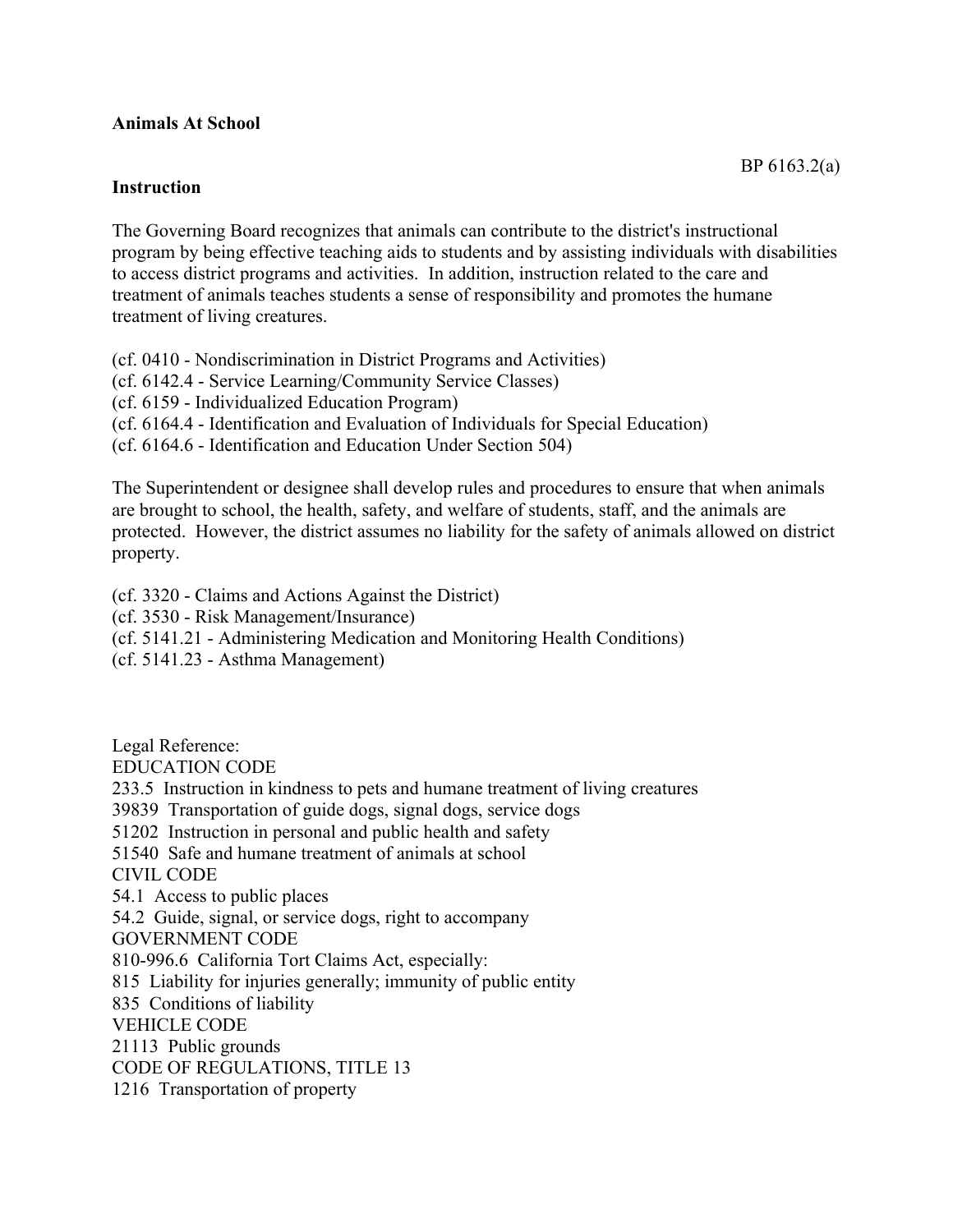**Animals At School**

BP 6163.2(a)

**Instruction**

The Governing Board recognizes that animals can contribute to the district's instructional program by being effective teaching aids to students and by assisting individuals with disabilities to access district programs and activities. In addition, instruction related to the care and treatment of animals teaches students a sense of responsibility and promotes the humane treatment of living creatures.

(cf. 0410 - Nondiscrimination in District Programs and Activities)
(cf. 6142.4 - Service Learning/Community Service Classes)
(cf. 6159 - Individualized Education Program)
(cf. 6164.4 - Identification and Evaluation of Individuals for Special Education)
(cf. 6164.6 - Identification and Education Under Section 504)

The Superintendent or designee shall develop rules and procedures to ensure that when animals are brought to school, the health, safety, and welfare of students, staff, and the animals are protected. However, the district assumes no liability for the safety of animals allowed on district property.

(cf. 3320 - Claims and Actions Against the District)
(cf. 3530 - Risk Management/Insurance)
(cf. 5141.21 - Administering Medication and Monitoring Health Conditions)
(cf. 5141.23 - Asthma Management)

Legal Reference:
EDUCATION CODE
233.5 Instruction in kindness to pets and humane treatment of living creatures
39839 Transportation of guide dogs, signal dogs, service dogs
51202 Instruction in personal and public health and safety
51540 Safe and humane treatment of animals at school
CIVIL CODE
54.1 Access to public places
54.2 Guide, signal, or service dogs, right to accompany
GOVERNMENT CODE
810-996.6 California Tort Claims Act, especially:
815 Liability for injuries generally; immunity of public entity
835 Conditions of liability
VEHICLE CODE
21113 Public grounds
CODE OF REGULATIONS, TITLE 13
1216 Transportation of property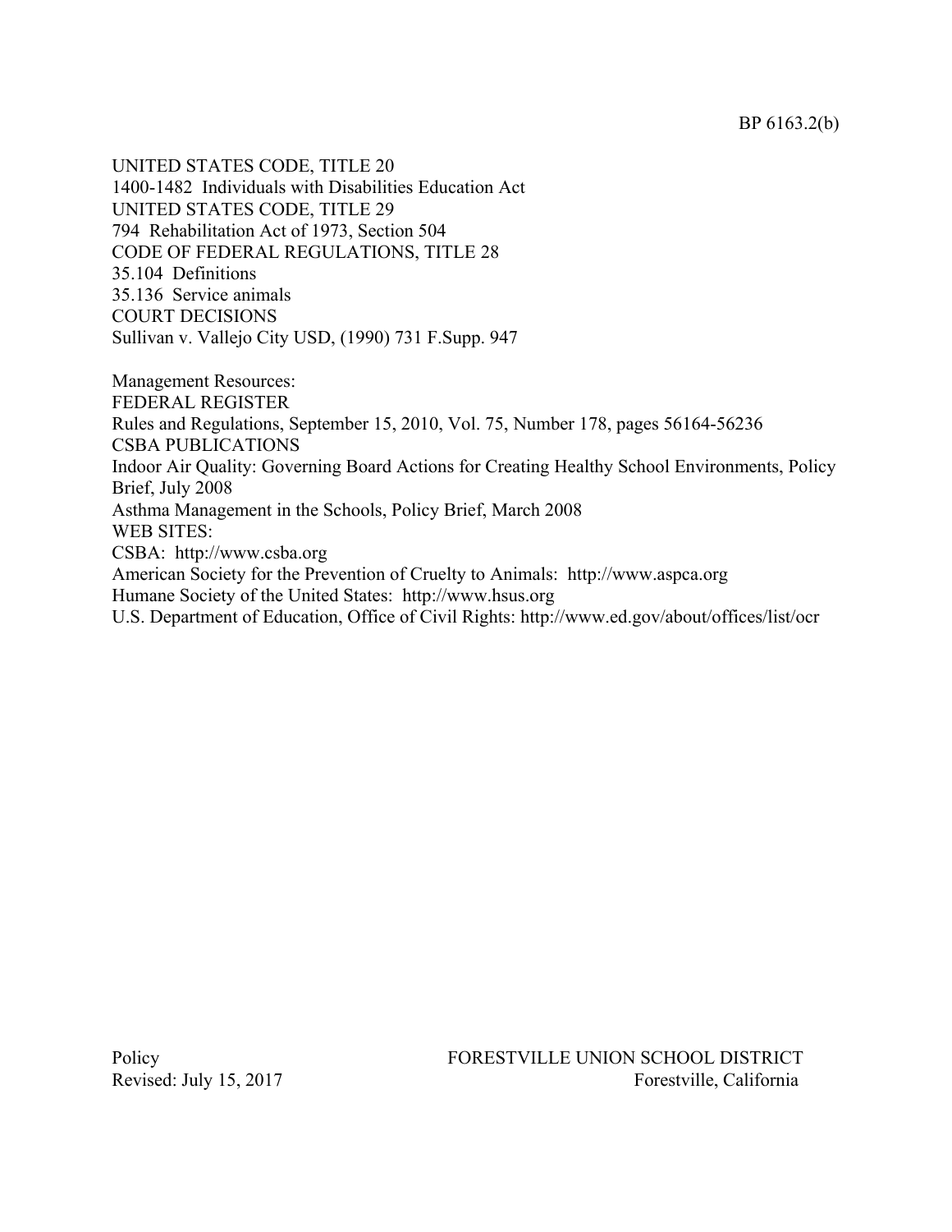UNITED STATES CODE, TITLE 20
1400-1482 Individuals with Disabilities Education Act
UNITED STATES CODE, TITLE 29
794 Rehabilitation Act of 1973, Section 504
CODE OF FEDERAL REGULATIONS, TITLE 28
35.104 Definitions
35.136 Service animals
COURT DECISIONS
Sullivan v. Vallejo City USD, (1990) 731 F.Supp. 947

Management Resources:
FEDERAL REGISTER
Rules and Regulations, September 15, 2010, Vol. 75, Number 178, pages 56164-56236
CSBA PUBLICATIONS
Indoor Air Quality: Governing Board Actions for Creating Healthy School Environments, Policy Brief, July 2008
Asthma Management in the Schools, Policy Brief, March 2008
WEB SITES:
CSBA: http://www.csba.org
American Society for the Prevention of Cruelty to Animals: http://www.aspca.org
Humane Society of the United States: http://www.hsus.org
U.S. Department of Education, Office of Civil Rights: http://www.ed.gov/about/offices/list/ocr

Policy
Revised: July 15, 2017

FORESTVILLE UNION SCHOOL DISTRICT
Forestville, California